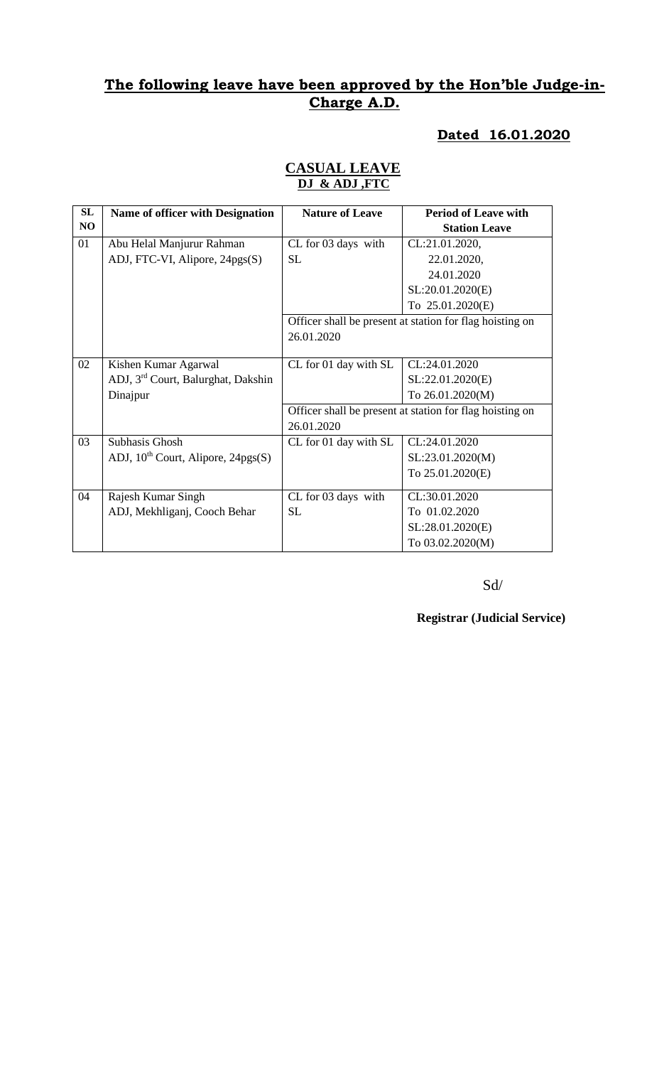## **The following leave have been approved by the Hon'ble Judge-in-Charge A.D.**

**Dated 16.01.2020**

**CASUAL LEAVE**
**DJ & ADJ ,FTC**

| SL NO | Name of officer with Designation | Nature of Leave | Period of Leave with Station Leave |
|---|---|---|---|
| 01 | Abu Helal Manjurur Rahman<br>ADJ, FTC-VI, Alipore, 24pgs(S) | CL for 03 days with SL | CL:21.01.2020,<br>22.01.2020,<br>24.01.2020<br>SL:20.01.2020(E)<br>To 25.01.2020(E) |
| | | Officer shall be present at station for flag hoisting on 26.01.2020 | |
| 02 | Kishen Kumar Agarwal<br>ADJ, 3rd Court, Balurghat, Dakshin Dinajpur | CL for 01 day with SL | CL:24.01.2020<br>SL:22.01.2020(E)<br>To 26.01.2020(M) |
| | | Officer shall be present at station for flag hoisting on 26.01.2020 | |
| 03 | Subhasis Ghosh<br>ADJ, 10th Court, Alipore, 24pgs(S) | CL for 01 day with SL | CL:24.01.2020<br>SL:23.01.2020(M)<br>To 25.01.2020(E) |
| 04 | Rajesh Kumar Singh<br>ADJ, Mekhliganj, Cooch Behar | CL for 03 days with SL | CL:30.01.2020<br>To 01.02.2020<br>SL:28.01.2020(E)<br>To 03.02.2020(M) |

Sd/

**Registrar (Judicial Service)**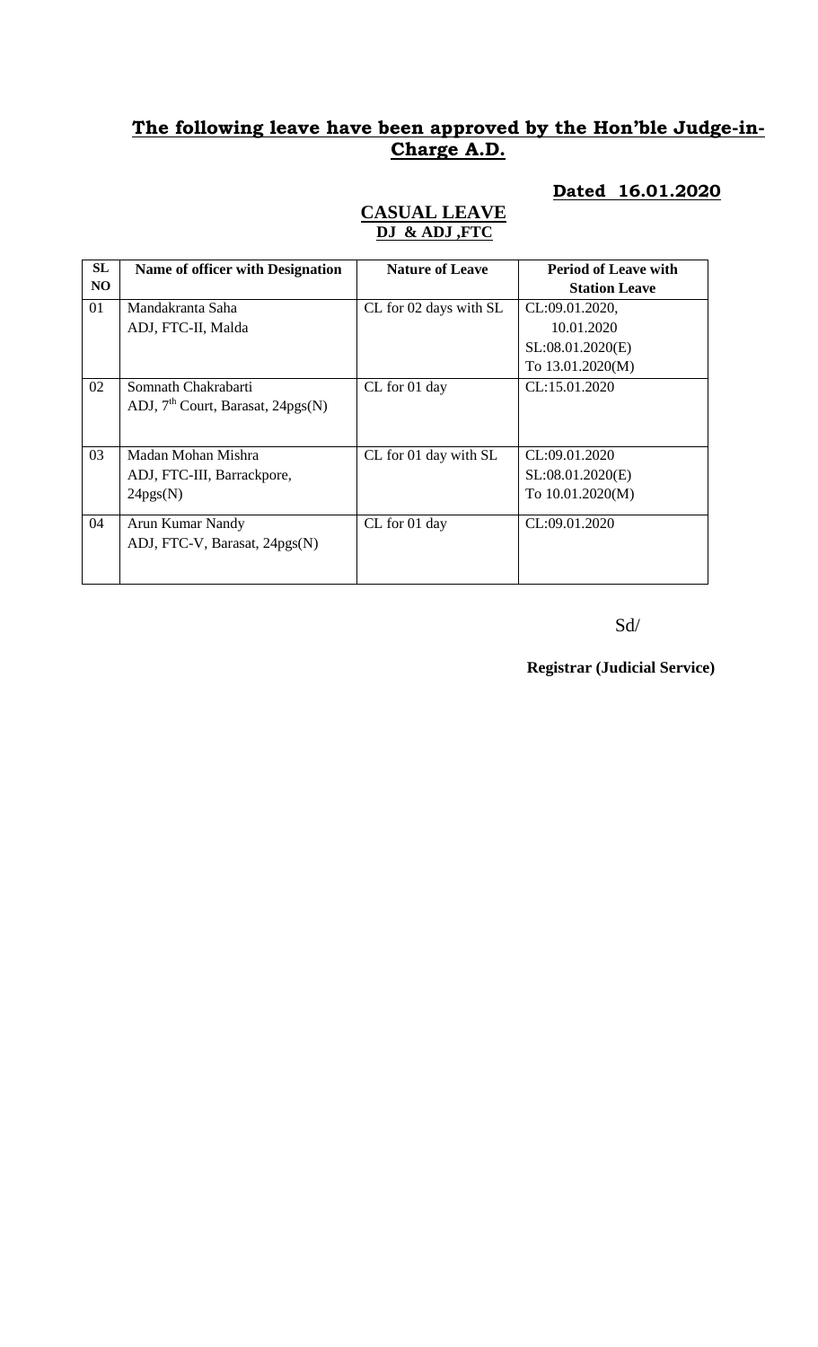## **The following leave have been approved by the Hon'ble Judge-in-Charge A.D.**

**Dated 16.01.2020**

### **CASUAL LEAVE**
**DJ & ADJ ,FTC**

| SL NO | Name of officer with Designation | Nature of Leave | Period of Leave with Station Leave |
|---|---|---|---|
| 01 | Mandakranta Saha<br>ADJ, FTC-II, Malda | CL for 02 days with SL | CL:09.01.2020,<br>10.01.2020<br>SL:08.01.2020(E)<br>To 13.01.2020(M) |
| 02 | Somnath Chakrabarti<br>ADJ, 7th Court, Barasat, 24pgs(N) | CL for 01 day | CL:15.01.2020 |
| 03 | Madan Mohan Mishra<br>ADJ, FTC-III, Barrackpore, 24pgs(N) | CL for 01 day with SL | CL:09.01.2020<br>SL:08.01.2020(E)<br>To 10.01.2020(M) |
| 04 | Arun Kumar Nandy<br>ADJ, FTC-V, Barasat, 24pgs(N) | CL for 01 day | CL:09.01.2020 |

Sd/

**Registrar (Judicial Service)**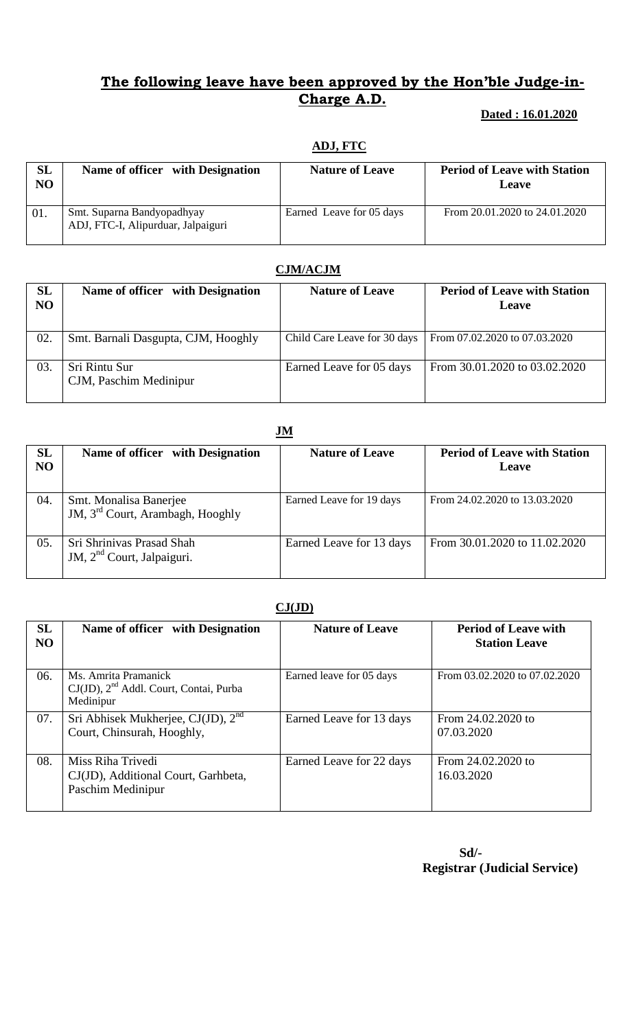# The following leave have been approved by the Hon'ble Judge-in-Charge A.D.

**Dated : 16.01.2020**

## ADJ, FTC

| SL NO | Name of officer with Designation | Nature of Leave | Period of Leave with Station Leave |
|---|---|---|---|
| 01. | Smt. Suparna Bandyopadhyay ADJ, FTC-I, Alipurduar, Jalpaiguri | Earned Leave for 05 days | From 20.01.2020 to 24.01.2020 |

## CJM/ACJM

| SL NO | Name of officer with Designation | Nature of Leave | Period of Leave with Station Leave |
|---|---|---|---|
| 02. | Smt. Barnali Dasgupta, CJM, Hooghly | Child Care Leave for 30 days | From 07.02.2020 to 07.03.2020 |
| 03. | Sri Rintu Sur CJM, Paschim Medinipur | Earned Leave for 05 days | From 30.01.2020 to 03.02.2020 |

## JM

| SL NO | Name of officer with Designation | Nature of Leave | Period of Leave with Station Leave |
|---|---|---|---|
| 04. | Smt. Monalisa Banerjee JM, 3rd Court, Arambagh, Hooghly | Earned Leave for 19 days | From 24.02.2020 to 13.03.2020 |
| 05. | Sri Shrinivas Prasad Shah JM, 2nd Court, Jalpaiguri. | Earned Leave for 13 days | From 30.01.2020 to 11.02.2020 |

## CJ(JD)

| SL NO | Name of officer with Designation | Nature of Leave | Period of Leave with Station Leave |
|---|---|---|---|
| 06. | Ms. Amrita Pramanick CJ(JD), 2nd Addl. Court, Contai, Purba Medinipur | Earned leave for 05 days | From 03.02.2020 to 07.02.2020 |
| 07. | Sri Abhisek Mukherjee, CJ(JD), 2nd Court, Chinsurah, Hooghly, | Earned Leave for 13 days | From 24.02.2020 to 07.03.2020 |
| 08. | Miss Riha Trivedi CJ(JD), Additional Court, Garhbeta, Paschim Medinipur | Earned Leave for 22 days | From 24.02.2020 to 16.03.2020 |

Sd/-
**Registrar (Judicial Service)**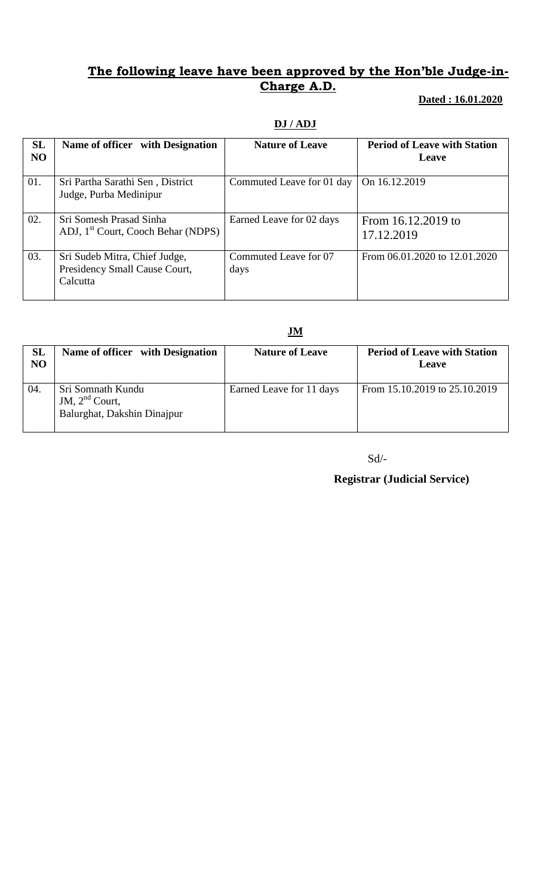## The following leave have been approved by the Hon'ble Judge-in-Charge A.D.

**Dated : 16.01.2020**

**DJ / ADJ**

| SL NO | Name of officer with Designation | Nature of Leave | Period of Leave with Station Leave |
|---|---|---|---|
| 01. | Sri Partha Sarathi Sen , District Judge, Purba Medinipur | Commuted Leave for 01 day | On 16.12.2019 |
| 02. | Sri Somesh Prasad Sinha ADJ, 1st Court, Cooch Behar (NDPS) | Earned Leave for 02 days | From 16.12.2019 to 17.12.2019 |
| 03. | Sri Sudeb Mitra, Chief Judge, Presidency Small Cause Court, Calcutta | Commuted Leave for 07 days | From 06.01.2020 to 12.01.2020 |

**JM**

| SL NO | Name of officer with Designation | Nature of Leave | Period of Leave with Station Leave |
|---|---|---|---|
| 04. | Sri Somnath Kundu JM, 2nd Court, Balurghat, Dakshin Dinajpur | Earned Leave for 11 days | From 15.10.2019 to 25.10.2019 |

Sd/-

**Registrar (Judicial Service)**